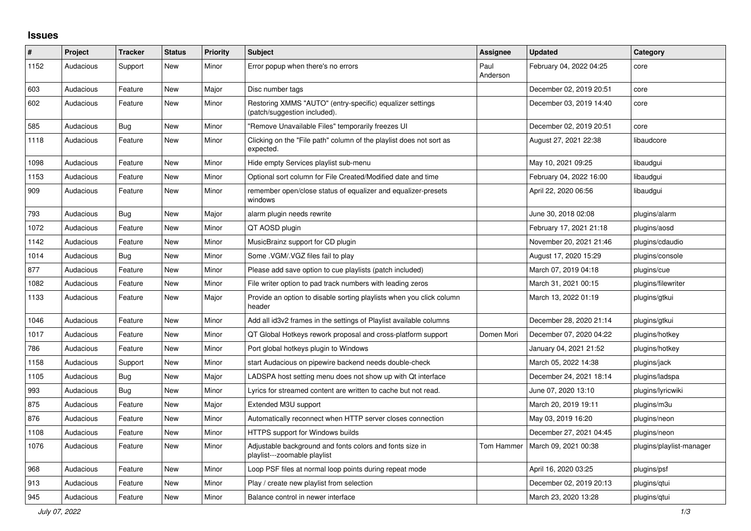## Issues

| # | Project | Tracker | Status | Priority | Subject | Assignee | Updated | Category |
|---|---|---|---|---|---|---|---|---|
| 1152 | Audacious | Support | New | Minor | Error popup when there's no errors | Paul Anderson | February 04, 2022 04:25 | core |
| 603 | Audacious | Feature | New | Major | Disc number tags | | December 02, 2019 20:51 | core |
| 602 | Audacious | Feature | New | Minor | Restoring XMMS "AUTO" (entry-specific) equalizer settings (patch/suggestion included). | | December 03, 2019 14:40 | core |
| 585 | Audacious | Bug | New | Minor | "Remove Unavailable Files" temporarily freezes UI | | December 02, 2019 20:51 | core |
| 1118 | Audacious | Feature | New | Minor | Clicking on the "File path" column of the playlist does not sort as expected. | | August 27, 2021 22:38 | libaudcore |
| 1098 | Audacious | Feature | New | Minor | Hide empty Services playlist sub-menu | | May 10, 2021 09:25 | libaudgui |
| 1153 | Audacious | Feature | New | Minor | Optional sort column for File Created/Modified date and time | | February 04, 2022 16:00 | libaudgui |
| 909 | Audacious | Feature | New | Minor | remember open/close status of equalizer and equalizer-presets windows | | April 22, 2020 06:56 | libaudgui |
| 793 | Audacious | Bug | New | Major | alarm plugin needs rewrite | | June 30, 2018 02:08 | plugins/alarm |
| 1072 | Audacious | Feature | New | Minor | QT AOSD plugin | | February 17, 2021 21:18 | plugins/aosd |
| 1142 | Audacious | Feature | New | Minor | MusicBrainz support for CD plugin | | November 20, 2021 21:46 | plugins/cdaudio |
| 1014 | Audacious | Bug | New | Minor | Some .VGM/.VGZ files fail to play | | August 17, 2020 15:29 | plugins/console |
| 877 | Audacious | Feature | New | Minor | Please add save option to cue playlists (patch included) | | March 07, 2019 04:18 | plugins/cue |
| 1082 | Audacious | Feature | New | Minor | File writer option to pad track numbers with leading zeros | | March 31, 2021 00:15 | plugins/filewriter |
| 1133 | Audacious | Feature | New | Major | Provide an option to disable sorting playlists when you click column header | | March 13, 2022 01:19 | plugins/gtkui |
| 1046 | Audacious | Feature | New | Minor | Add all id3v2 frames in the settings of Playlist available columns | | December 28, 2020 21:14 | plugins/gtkui |
| 1017 | Audacious | Feature | New | Minor | QT Global Hotkeys rework proposal and cross-platform support | Domen Mori | December 07, 2020 04:22 | plugins/hotkey |
| 786 | Audacious | Feature | New | Minor | Port global hotkeys plugin to Windows | | January 04, 2021 21:52 | plugins/hotkey |
| 1158 | Audacious | Support | New | Minor | start Audacious on pipewire backend needs double-check | | March 05, 2022 14:38 | plugins/jack |
| 1105 | Audacious | Bug | New | Major | LADSPA host setting menu does not show up with Qt interface | | December 24, 2021 18:14 | plugins/ladspa |
| 993 | Audacious | Bug | New | Minor | Lyrics for streamed content are written to cache but not read. | | June 07, 2020 13:10 | plugins/lyricwiki |
| 875 | Audacious | Feature | New | Major | Extended M3U support | | March 20, 2019 19:11 | plugins/m3u |
| 876 | Audacious | Feature | New | Minor | Automatically reconnect when HTTP server closes connection | | May 03, 2019 16:20 | plugins/neon |
| 1108 | Audacious | Feature | New | Minor | HTTPS support for Windows builds | | December 27, 2021 04:45 | plugins/neon |
| 1076 | Audacious | Feature | New | Minor | Adjustable background and fonts colors and fonts size in playlist---zoomable playlist | Tom Hammer | March 09, 2021 00:38 | plugins/playlist-manager |
| 968 | Audacious | Feature | New | Minor | Loop PSF files at normal loop points during repeat mode | | April 16, 2020 03:25 | plugins/psf |
| 913 | Audacious | Feature | New | Minor | Play / create new playlist from selection | | December 02, 2019 20:13 | plugins/qtui |
| 945 | Audacious | Feature | New | Minor | Balance control in newer interface | | March 23, 2020 13:28 | plugins/qtui |

*July 07, 2022*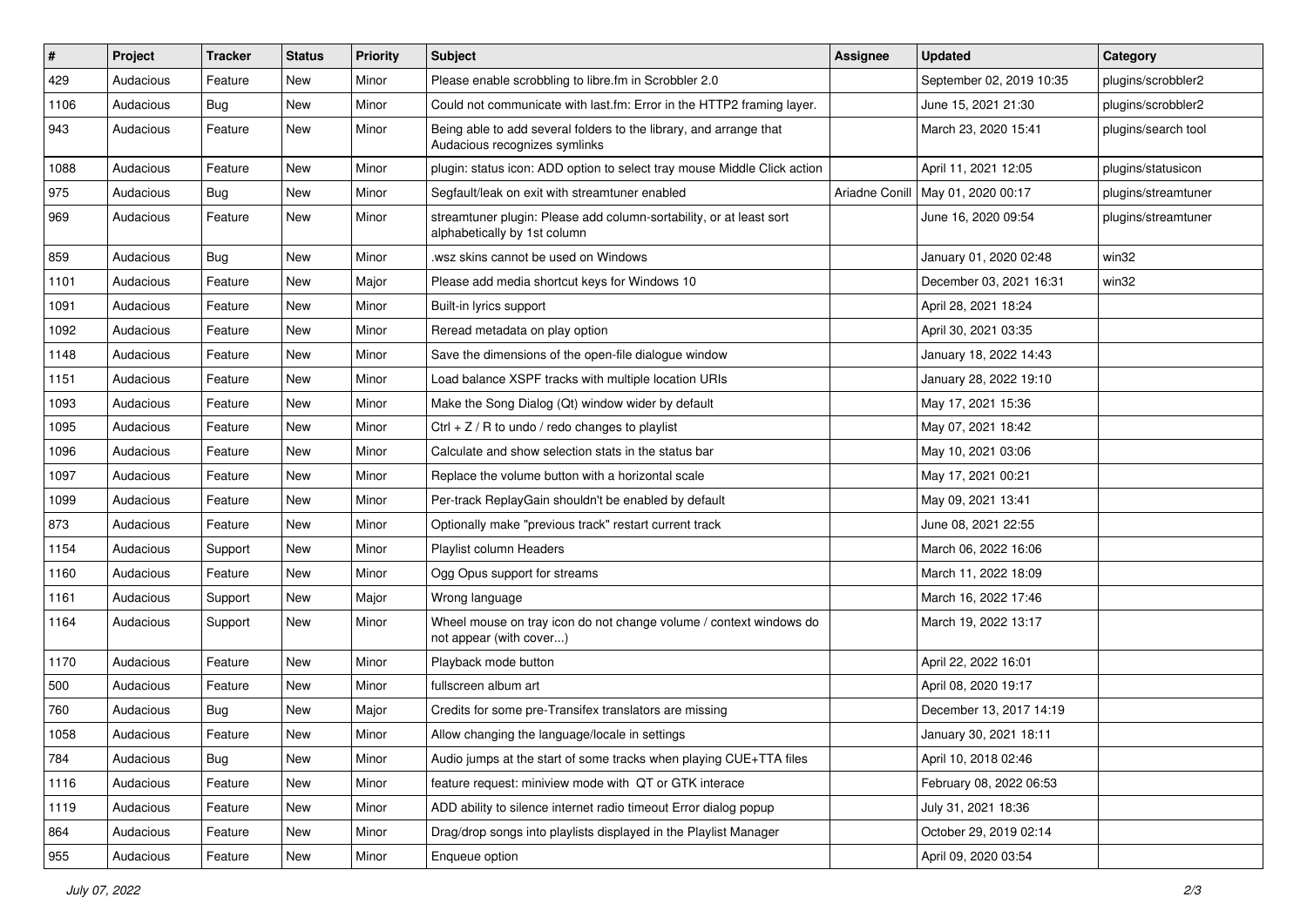| # | Project | Tracker | Status | Priority | Subject | Assignee | Updated | Category |
|---|---|---|---|---|---|---|---|---|
| 429 | Audacious | Feature | New | Minor | Please enable scrobbling to libre.fm in Scrobbler 2.0 | | September 02, 2019 10:35 | plugins/scrobbler2 |
| 1106 | Audacious | Bug | New | Minor | Could not communicate with last.fm: Error in the HTTP2 framing layer. | | June 15, 2021 21:30 | plugins/scrobbler2 |
| 943 | Audacious | Feature | New | Minor | Being able to add several folders to the library, and arrange that Audacious recognizes symlinks | | March 23, 2020 15:41 | plugins/search tool |
| 1088 | Audacious | Feature | New | Minor | plugin: status icon: ADD option to select tray mouse Middle Click action | | April 11, 2021 12:05 | plugins/statusicon |
| 975 | Audacious | Bug | New | Minor | Segfault/leak on exit with streamtuner enabled | Ariadne Conill | May 01, 2020 00:17 | plugins/streamtuner |
| 969 | Audacious | Feature | New | Minor | streamtuner plugin: Please add column-sortability, or at least sort alphabetically by 1st column | | June 16, 2020 09:54 | plugins/streamtuner |
| 859 | Audacious | Bug | New | Minor | .wsz skins cannot be used on Windows | | January 01, 2020 02:48 | win32 |
| 1101 | Audacious | Feature | New | Major | Please add media shortcut keys for Windows 10 | | December 03, 2021 16:31 | win32 |
| 1091 | Audacious | Feature | New | Minor | Built-in lyrics support | | April 28, 2021 18:24 | |
| 1092 | Audacious | Feature | New | Minor | Reread metadata on play option | | April 30, 2021 03:35 | |
| 1148 | Audacious | Feature | New | Minor | Save the dimensions of the open-file dialogue window | | January 18, 2022 14:43 | |
| 1151 | Audacious | Feature | New | Minor | Load balance XSPF tracks with multiple location URIs | | January 28, 2022 19:10 | |
| 1093 | Audacious | Feature | New | Minor | Make the Song Dialog (Qt) window wider by default | | May 17, 2021 15:36 | |
| 1095 | Audacious | Feature | New | Minor | Ctrl + Z / R to undo / redo changes to playlist | | May 07, 2021 18:42 | |
| 1096 | Audacious | Feature | New | Minor | Calculate and show selection stats in the status bar | | May 10, 2021 03:06 | |
| 1097 | Audacious | Feature | New | Minor | Replace the volume button with a horizontal scale | | May 17, 2021 00:21 | |
| 1099 | Audacious | Feature | New | Minor | Per-track ReplayGain shouldn't be enabled by default | | May 09, 2021 13:41 | |
| 873 | Audacious | Feature | New | Minor | Optionally make "previous track" restart current track | | June 08, 2021 22:55 | |
| 1154 | Audacious | Support | New | Minor | Playlist column Headers | | March 06, 2022 16:06 | |
| 1160 | Audacious | Feature | New | Minor | Ogg Opus support for streams | | March 11, 2022 18:09 | |
| 1161 | Audacious | Support | New | Major | Wrong language | | March 16, 2022 17:46 | |
| 1164 | Audacious | Support | New | Minor | Wheel mouse on tray icon do not change volume / context windows do not appear (with cover...) | | March 19, 2022 13:17 | |
| 1170 | Audacious | Feature | New | Minor | Playback mode button | | April 22, 2022 16:01 | |
| 500 | Audacious | Feature | New | Minor | fullscreen album art | | April 08, 2020 19:17 | |
| 760 | Audacious | Bug | New | Major | Credits for some pre-Transifex translators are missing | | December 13, 2017 14:19 | |
| 1058 | Audacious | Feature | New | Minor | Allow changing the language/locale in settings | | January 30, 2021 18:11 | |
| 784 | Audacious | Bug | New | Minor | Audio jumps at the start of some tracks when playing CUE+TTA files | | April 10, 2018 02:46 | |
| 1116 | Audacious | Feature | New | Minor | feature request: miniview mode with QT or GTK interace | | February 08, 2022 06:53 | |
| 1119 | Audacious | Feature | New | Minor | ADD ability to silence internet radio timeout Error dialog popup | | July 31, 2021 18:36 | |
| 864 | Audacious | Feature | New | Minor | Drag/drop songs into playlists displayed in the Playlist Manager | | October 29, 2019 02:14 | |
| 955 | Audacious | Feature | New | Minor | Enqueue option | | April 09, 2020 03:54 | |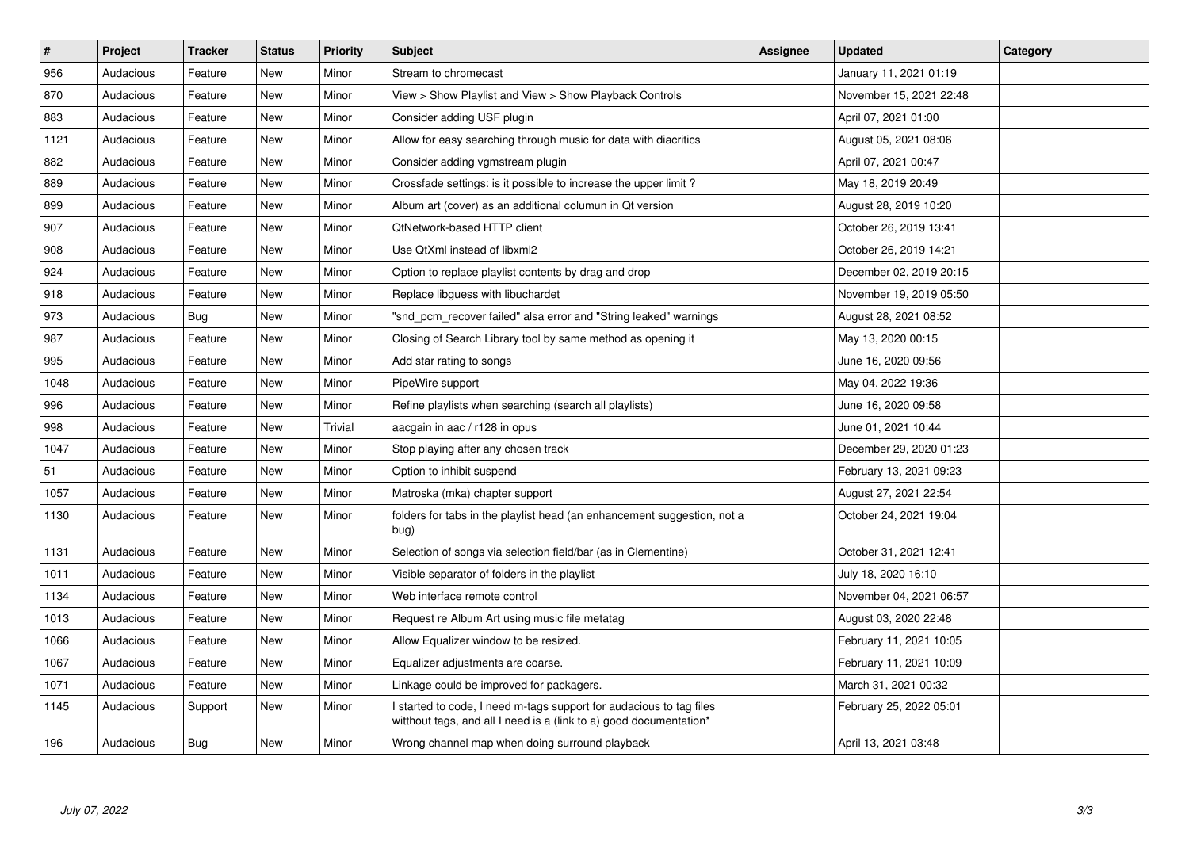| # | Project | Tracker | Status | Priority | Subject | Assignee | Updated | Category |
|---|---|---|---|---|---|---|---|---|
| 956 | Audacious | Feature | New | Minor | Stream to chromecast | | January 11, 2021 01:19 | |
| 870 | Audacious | Feature | New | Minor | View > Show Playlist and View > Show Playback Controls | | November 15, 2021 22:48 | |
| 883 | Audacious | Feature | New | Minor | Consider adding USF plugin | | April 07, 2021 01:00 | |
| 1121 | Audacious | Feature | New | Minor | Allow for easy searching through music for data with diacritics | | August 05, 2021 08:06 | |
| 882 | Audacious | Feature | New | Minor | Consider adding vgmstream plugin | | April 07, 2021 00:47 | |
| 889 | Audacious | Feature | New | Minor | Crossfade settings: is it possible to increase the upper limit ? | | May 18, 2019 20:49 | |
| 899 | Audacious | Feature | New | Minor | Album art (cover) as an additional columun in Qt version | | August 28, 2019 10:20 | |
| 907 | Audacious | Feature | New | Minor | QtNetwork-based HTTP client | | October 26, 2019 13:41 | |
| 908 | Audacious | Feature | New | Minor | Use QtXml instead of libxml2 | | October 26, 2019 14:21 | |
| 924 | Audacious | Feature | New | Minor | Option to replace playlist contents by drag and drop | | December 02, 2019 20:15 | |
| 918 | Audacious | Feature | New | Minor | Replace libguess with libuchardet | | November 19, 2019 05:50 | |
| 973 | Audacious | Bug | New | Minor | "snd_pcm_recover failed" alsa error and "String leaked" warnings | | August 28, 2021 08:52 | |
| 987 | Audacious | Feature | New | Minor | Closing of Search Library tool by same method as opening it | | May 13, 2020 00:15 | |
| 995 | Audacious | Feature | New | Minor | Add star rating to songs | | June 16, 2020 09:56 | |
| 1048 | Audacious | Feature | New | Minor | PipeWire support | | May 04, 2022 19:36 | |
| 996 | Audacious | Feature | New | Minor | Refine playlists when searching (search all playlists) | | June 16, 2020 09:58 | |
| 998 | Audacious | Feature | New | Trivial | aacgain in aac / r128 in opus | | June 01, 2021 10:44 | |
| 1047 | Audacious | Feature | New | Minor | Stop playing after any chosen track | | December 29, 2020 01:23 | |
| 51 | Audacious | Feature | New | Minor | Option to inhibit suspend | | February 13, 2021 09:23 | |
| 1057 | Audacious | Feature | New | Minor | Matroska (mka) chapter support | | August 27, 2021 22:54 | |
| 1130 | Audacious | Feature | New | Minor | folders for tabs in the playlist head (an enhancement suggestion, not a bug) | | October 24, 2021 19:04 | |
| 1131 | Audacious | Feature | New | Minor | Selection of songs via selection field/bar (as in Clementine) | | October 31, 2021 12:41 | |
| 1011 | Audacious | Feature | New | Minor | Visible separator of folders in the playlist | | July 18, 2020 16:10 | |
| 1134 | Audacious | Feature | New | Minor | Web interface remote control | | November 04, 2021 06:57 | |
| 1013 | Audacious | Feature | New | Minor | Request re Album Art using music file metatag | | August 03, 2020 22:48 | |
| 1066 | Audacious | Feature | New | Minor | Allow Equalizer window to be resized. | | February 11, 2021 10:05 | |
| 1067 | Audacious | Feature | New | Minor | Equalizer adjustments are coarse. | | February 11, 2021 10:09 | |
| 1071 | Audacious | Feature | New | Minor | Linkage could be improved for packagers. | | March 31, 2021 00:32 | |
| 1145 | Audacious | Support | New | Minor | I started to code, I need m-tags support for audacious to tag files witthout tags, and all I need is a (link to a) good documentation* | | February 25, 2022 05:01 | |
| 196 | Audacious | Bug | New | Minor | Wrong channel map when doing surround playback | | April 13, 2021 03:48 | |

*July 07, 2022*